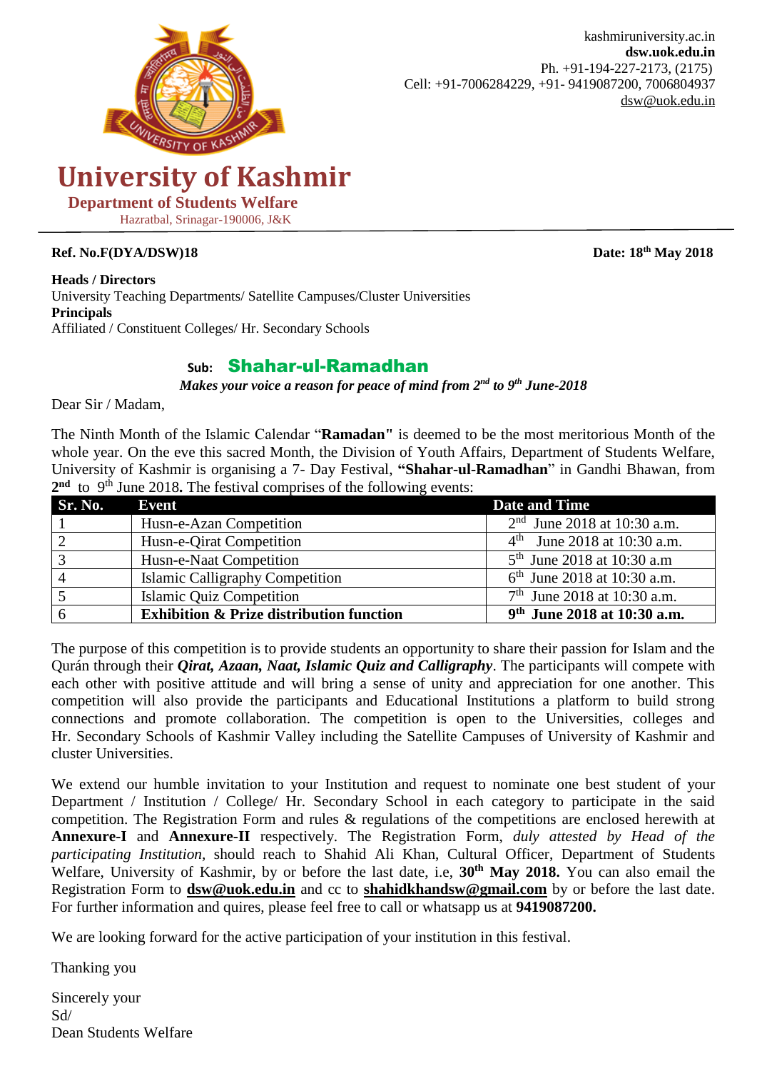kashmiruniversity.ac.in
**dsw.uok.edu.in**
Ph. +91-194-227-2173, (2175)
Cell: +91-7006284229, +91- 9419087200, 7006804937
dsw@uok.edu.in

# University of Kashmir

## Department of Students Welfare

Hazratbal, Srinagar-190006, J&K

**Ref. No.F(DYA/DSW)18** **Date: 18th May 2018**

**Heads / Directors**
University Teaching Departments/ Satellite Campuses/Cluster Universities
**Principals**
Affiliated / Constituent Colleges/ Hr. Secondary Schools

**Sub: Shahar-ul-Ramadhan**
***Makes your voice a reason for peace of mind from 2nd to 9th June-2018***

Dear Sir / Madam,

The Ninth Month of the Islamic Calendar "**Ramadan"** is deemed to be the most meritorious Month of the whole year. On the eve this sacred Month, the Division of Youth Affairs, Department of Students Welfare, University of Kashmir is organising a 7- Day Festival, **"Shahar-ul-Ramadhan**" in Gandhi Bhawan, from **2nd** to 9th June 2018**.** The festival comprises of the following events:

| Sr. No. | Event | Date and Time |
|---|---|---|
| 1 | Husn-e-Azan Competition | 2nd June 2018 at 10:30 a.m. |
| 2 | Husn-e-Qirat Competition | 4th June 2018 at 10:30 a.m. |
| 3 | Husn-e-Naat Competition | 5th June 2018 at 10:30 a.m |
| 4 | Islamic Calligraphy Competition | 6th June 2018 at 10:30 a.m. |
| 5 | Islamic Quiz Competition | 7th June 2018 at 10:30 a.m. |
| 6 | **Exhibition & Prize distribution function** | **9th June 2018 at 10:30 a.m.** |

The purpose of this competition is to provide students an opportunity to share their passion for Islam and the Qurán through their ***Qirat, Azaan, Naat, Islamic Quiz and Calligraphy***. The participants will compete with each other with positive attitude and will bring a sense of unity and appreciation for one another. This competition will also provide the participants and Educational Institutions a platform to build strong connections and promote collaboration. The competition is open to the Universities, colleges and Hr. Secondary Schools of Kashmir Valley including the Satellite Campuses of University of Kashmir and cluster Universities.

We extend our humble invitation to your Institution and request to nominate one best student of your Department / Institution / College/ Hr. Secondary School in each category to participate in the said competition. The Registration Form and rules & regulations of the competitions are enclosed herewith at **Annexure-I** and **Annexure-II** respectively. The Registration Form, *duly attested by Head of the participating Institution*, should reach to Shahid Ali Khan, Cultural Officer, Department of Students Welfare, University of Kashmir, by or before the last date, i.e, **30th May 2018.** You can also email the Registration Form to **dsw@uok.edu.in** and cc to **shahidkhandsw@gmail.com** by or before the last date. For further information and quires, please feel free to call or whatsapp us at **9419087200.**

We are looking forward for the active participation of your institution in this festival.

Thanking you

Sincerely your
Sd/
Dean Students Welfare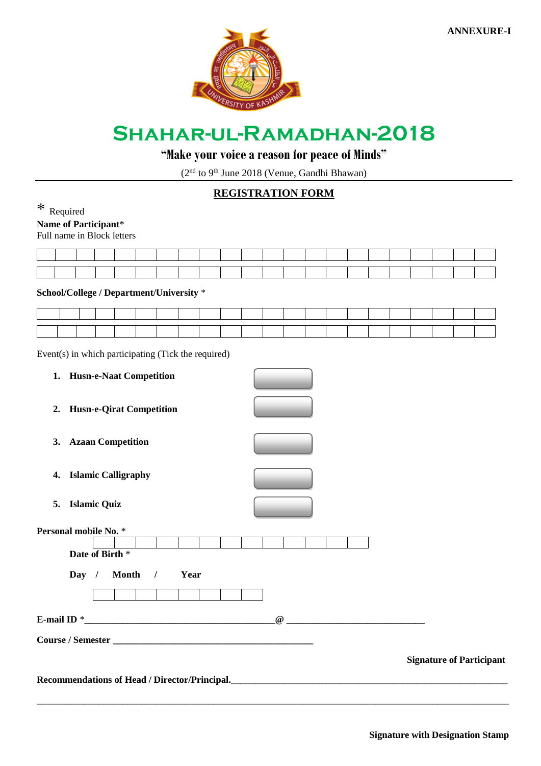ANNEXURE-I

# SHAHAR-UL-RAMADHAN-2018

**"Make your voice a reason for peace of Minds"**

(2nd to 9th June 2018 (Venue, Gandhi Bhawan)

## REGISTRATION FORM

\* Required

**Name of Participant***
Full name in Block letters

**School/College / Department/University** *

Event(s) in which participating (Tick the required)

1. **Husn-e-Naat Competition**
2. **Husn-e-Qirat Competition**
3. **Azaan Competition**
4. **Islamic Calligraphy**
5. **Islamic Quiz**

**Personal mobile No.** *

**Date of Birth** *

**Day / Month / Year**

**E-mail ID** *________________________________________@ ____________________________

**Course / Semester** ___________________________________________

**Signature of Participant**

**Recommendations of Head / Director/Principal.**_____________________________________________________________

_____________________________________________________________________________________________

**Signature with Designation Stamp**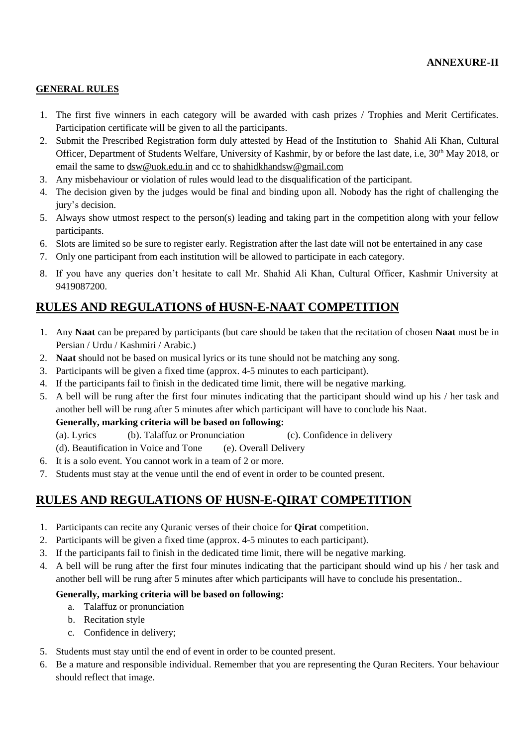**ANNEXURE-II**

**GENERAL RULES**

1. The first five winners in each category will be awarded with cash prizes / Trophies and Merit Certificates. Participation certificate will be given to all the participants.
2. Submit the Prescribed Registration form duly attested by Head of the Institution to Shahid Ali Khan, Cultural Officer, Department of Students Welfare, University of Kashmir, by or before the last date, i.e, 30th May 2018, or email the same to dsw@uok.edu.in and cc to shahidkhandsw@gmail.com
3. Any misbehaviour or violation of rules would lead to the disqualification of the participant.
4. The decision given by the judges would be final and binding upon all. Nobody has the right of challenging the jury's decision.
5. Always show utmost respect to the person(s) leading and taking part in the competition along with your fellow participants.
6. Slots are limited so be sure to register early. Registration after the last date will not be entertained in any case
7. Only one participant from each institution will be allowed to participate in each category.
8. If you have any queries don't hesitate to call Mr. Shahid Ali Khan, Cultural Officer, Kashmir University at 9419087200.

## RULES AND REGULATIONS of HUSN-E-NAAT COMPETITION

1. Any **Naat** can be prepared by participants (but care should be taken that the recitation of chosen **Naat** must be in Persian / Urdu / Kashmiri / Arabic.)
2. **Naat** should not be based on musical lyrics or its tune should not be matching any song.
3. Participants will be given a fixed time (approx. 4-5 minutes to each participant).
4. If the participants fail to finish in the dedicated time limit, there will be negative marking.
5. A bell will be rung after the first four minutes indicating that the participant should wind up his / her task and another bell will be rung after 5 minutes after which participant will have to conclude his Naat.

   **Generally, marking criteria will be based on following:**

   (a). Lyrics (b). Talaffuz or Pronunciation (c). Confidence in delivery
   (d). Beautification in Voice and Tone (e). Overall Delivery
6. It is a solo event. You cannot work in a team of 2 or more.
7. Students must stay at the venue until the end of event in order to be counted present.

## RULES AND REGULATIONS OF HUSN-E-QIRAT COMPETITION

1. Participants can recite any Quranic verses of their choice for **Qirat** competition.
2. Participants will be given a fixed time (approx. 4-5 minutes to each participant).
3. If the participants fail to finish in the dedicated time limit, there will be negative marking.
4. A bell will be rung after the first four minutes indicating that the participant should wind up his / her task and another bell will be rung after 5 minutes after which participants will have to conclude his presentation..

   **Generally, marking criteria will be based on following:**

   a. Talaffuz or pronunciation
   b. Recitation style
   c. Confidence in delivery;
5. Students must stay until the end of event in order to be counted present.
6. Be a mature and responsible individual. Remember that you are representing the Quran Reciters. Your behaviour should reflect that image.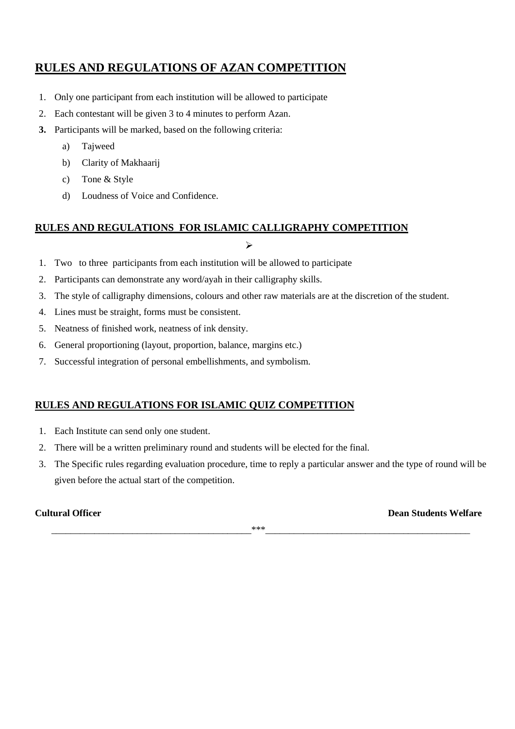## RULES AND REGULATIONS OF AZAN COMPETITION

1. Only one participant from each institution will be allowed to participate
2. Each contestant will be given 3 to 4 minutes to perform Azan.
3. Participants will be marked, based on the following criteria:
   a) Tajweed
   b) Clarity of Makhaarij
   c) Tone & Style
   d) Loudness of Voice and Confidence.

## RULES AND REGULATIONS FOR ISLAMIC CALLIGRAPHY COMPETITION

➢

1. Two to three participants from each institution will be allowed to participate
2. Participants can demonstrate any word/ayah in their calligraphy skills.
3. The style of calligraphy dimensions, colours and other raw materials are at the discretion of the student.
4. Lines must be straight, forms must be consistent.
5. Neatness of finished work, neatness of ink density.
6. General proportioning (layout, proportion, balance, margins etc.)
7. Successful integration of personal embellishments, and symbolism.

## RULES AND REGULATIONS FOR ISLAMIC QUIZ COMPETITION

1. Each Institute can send only one student.
2. There will be a written preliminary round and students will be elected for the final.
3. The Specific rules regarding evaluation procedure, time to reply a particular answer and the type of round will be given before the actual start of the competition.

**Cultural Officer** **Dean Students Welfare**

***